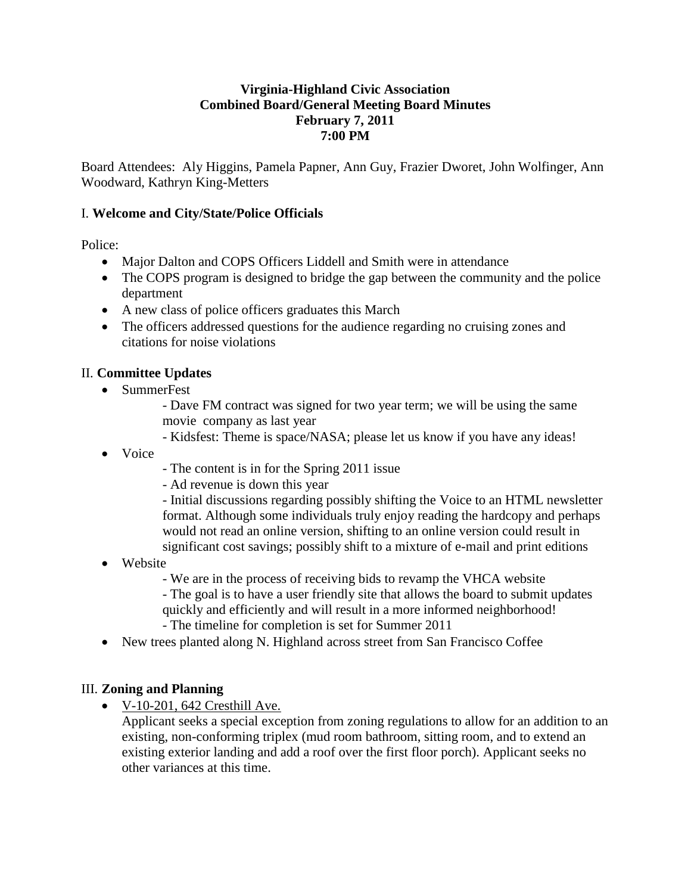**Virginia-Highland Civic Association**
**Combined Board/General Meeting Board Minutes**
**February 7, 2011**
**7:00 PM**

Board Attendees: Aly Higgins, Pamela Papner, Ann Guy, Frazier Dworet, John Wolfinger, Ann Woodward, Kathryn King-Metters

## I. Welcome and City/State/Police Officials

Police:

- Major Dalton and COPS Officers Liddell and Smith were in attendance
- The COPS program is designed to bridge the gap between the community and the police department
- A new class of police officers graduates this March
- The officers addressed questions for the audience regarding no cruising zones and citations for noise violations

## II. Committee Updates

- SummerFest
  - Dave FM contract was signed for two year term; we will be using the same movie company as last year
  - Kidsfest: Theme is space/NASA; please let us know if you have any ideas!
- Voice
  - The content is in for the Spring 2011 issue
  - Ad revenue is down this year
  - Initial discussions regarding possibly shifting the Voice to an HTML newsletter format. Although some individuals truly enjoy reading the hardcopy and perhaps would not read an online version, shifting to an online version could result in significant cost savings; possibly shift to a mixture of e-mail and print editions
- Website
  - We are in the process of receiving bids to revamp the VHCA website
  - The goal is to have a user friendly site that allows the board to submit updates quickly and efficiently and will result in a more informed neighborhood!
  - The timeline for completion is set for Summer 2011
- New trees planted along N. Highland across street from San Francisco Coffee

## III. Zoning and Planning

- V-10-201, 642 Cresthill Ave.
  Applicant seeks a special exception from zoning regulations to allow for an addition to an existing, non-conforming triplex (mud room bathroom, sitting room, and to extend an existing exterior landing and add a roof over the first floor porch). Applicant seeks no other variances at this time.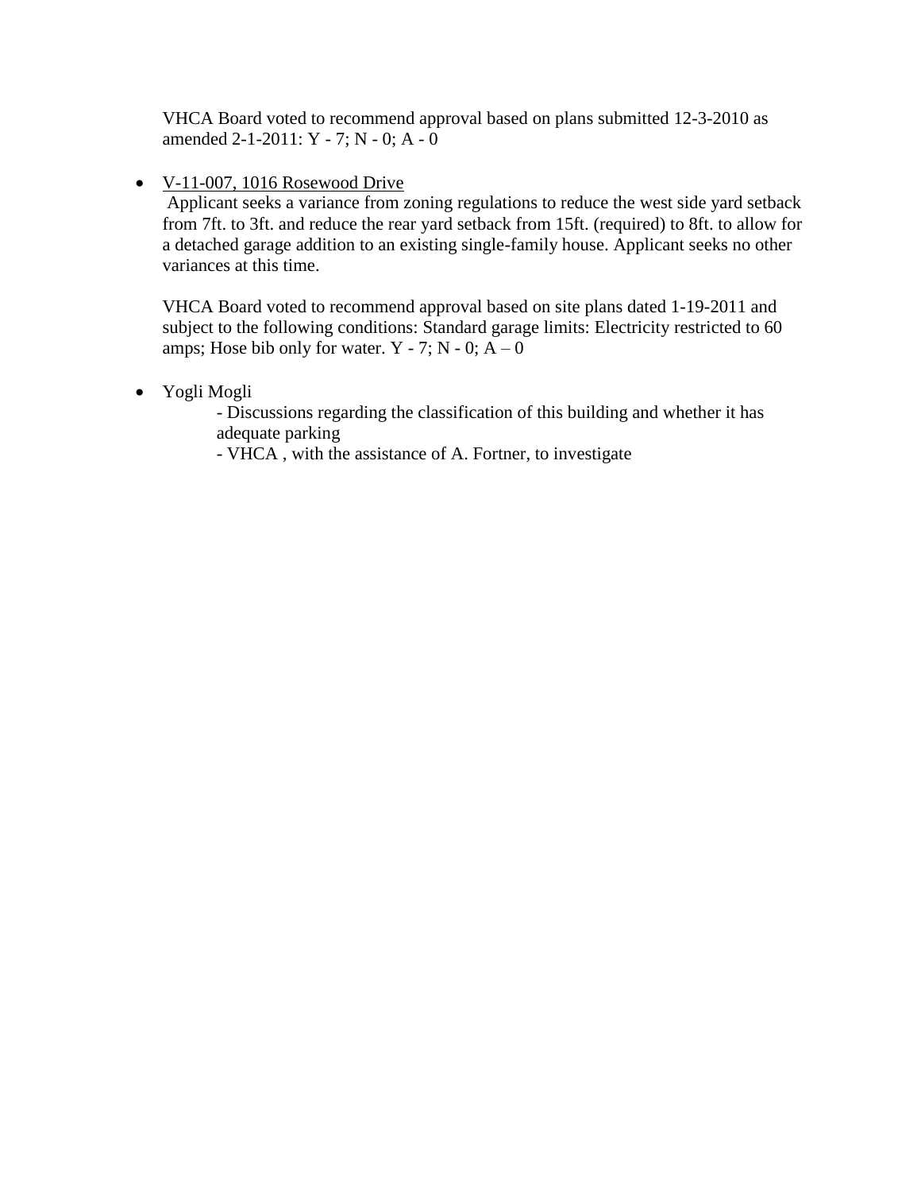VHCA Board voted to recommend approval based on plans submitted 12-3-2010 as amended 2-1-2011: Y - 7; N - 0; A - 0

- V-11-007, 1016 Rosewood Drive
  Applicant seeks a variance from zoning regulations to reduce the west side yard setback from 7ft. to 3ft. and reduce the rear yard setback from 15ft. (required) to 8ft. to allow for a detached garage addition to an existing single-family house. Applicant seeks no other variances at this time.

  VHCA Board voted to recommend approval based on site plans dated 1-19-2011 and subject to the following conditions: Standard garage limits: Electricity restricted to 60 amps; Hose bib only for water. Y - 7; N - 0; A – 0

- Yogli Mogli
  - Discussions regarding the classification of this building and whether it has adequate parking
  - VHCA , with the assistance of A. Fortner, to investigate